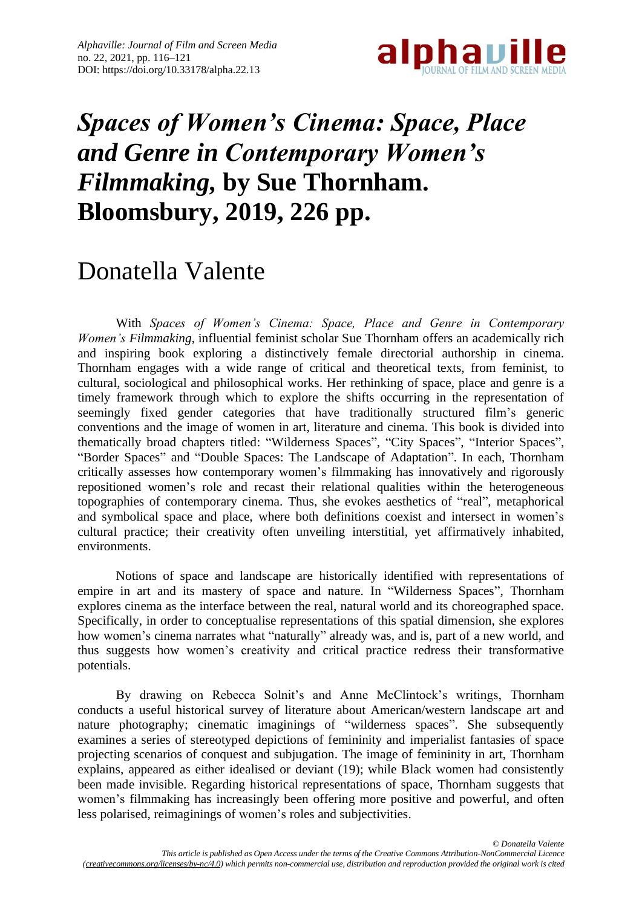# *Spaces of Women's Cinema: Space, Place and Genre in Contemporary Women's Filmmaking*, by Sue Thornham. Bloomsbury, 2019, 226 pp.

## Donatella Valente

With *Spaces of Women's Cinema: Space, Place and Genre in Contemporary Women's Filmmaking*, influential feminist scholar Sue Thornham offers an academically rich and inspiring book exploring a distinctively female directorial authorship in cinema. Thornham engages with a wide range of critical and theoretical texts, from feminist, to cultural, sociological and philosophical works. Her rethinking of space, place and genre is a timely framework through which to explore the shifts occurring in the representation of seemingly fixed gender categories that have traditionally structured film's generic conventions and the image of women in art, literature and cinema. This book is divided into thematically broad chapters titled: "Wilderness Spaces", "City Spaces", "Interior Spaces", "Border Spaces" and "Double Spaces: The Landscape of Adaptation". In each, Thornham critically assesses how contemporary women's filmmaking has innovatively and rigorously repositioned women's role and recast their relational qualities within the heterogeneous topographies of contemporary cinema. Thus, she evokes aesthetics of "real", metaphorical and symbolical space and place, where both definitions coexist and intersect in women's cultural practice; their creativity often unveiling interstitial, yet affirmatively inhabited, environments.

Notions of space and landscape are historically identified with representations of empire in art and its mastery of space and nature. In "Wilderness Spaces", Thornham explores cinema as the interface between the real, natural world and its choreographed space. Specifically, in order to conceptualise representations of this spatial dimension, she explores how women's cinema narrates what "naturally" already was, and is, part of a new world, and thus suggests how women's creativity and critical practice redress their transformative potentials.

By drawing on Rebecca Solnit's and Anne McClintock's writings, Thornham conducts a useful historical survey of literature about American/western landscape art and nature photography; cinematic imaginings of "wilderness spaces". She subsequently examines a series of stereotyped depictions of femininity and imperialist fantasies of space projecting scenarios of conquest and subjugation. The image of femininity in art, Thornham explains, appeared as either idealised or deviant (19); while Black women had consistently been made invisible. Regarding historical representations of space, Thornham suggests that women's filmmaking has increasingly been offering more positive and powerful, and often less polarised, reimaginings of women's roles and subjectivities.

*© Donatella Valente*

*This article is published as Open Access under the terms of the Creative Commons Attribution-NonCommercial Licence (creativecommons.org/licenses/by-nc/4.0) which permits non-commercial use, distribution and reproduction provided the original work is cited*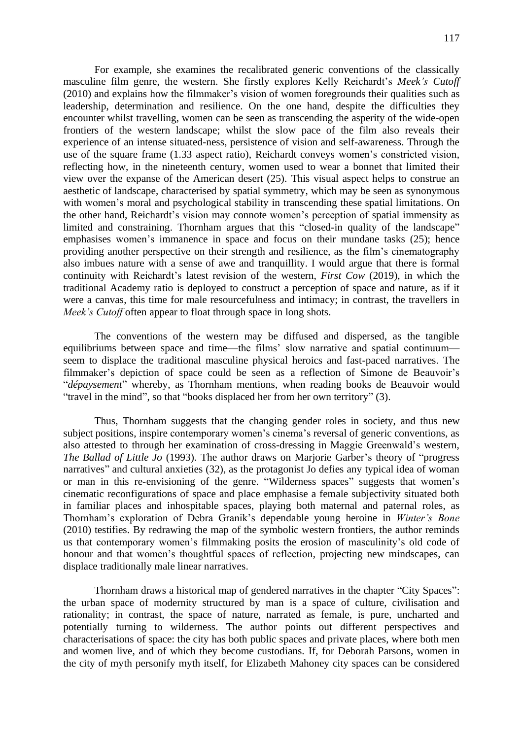For example, she examines the recalibrated generic conventions of the classically masculine film genre, the western. She firstly explores Kelly Reichardt's *Meek's Cutoff* (2010) and explains how the filmmaker's vision of women foregrounds their qualities such as leadership, determination and resilience. On the one hand, despite the difficulties they encounter whilst travelling, women can be seen as transcending the asperity of the wide-open frontiers of the western landscape; whilst the slow pace of the film also reveals their experience of an intense situated-ness, persistence of vision and self-awareness. Through the use of the square frame (1.33 aspect ratio), Reichardt conveys women's constricted vision, reflecting how, in the nineteenth century, women used to wear a bonnet that limited their view over the expanse of the American desert (25). This visual aspect helps to construe an aesthetic of landscape, characterised by spatial symmetry, which may be seen as synonymous with women's moral and psychological stability in transcending these spatial limitations. On the other hand, Reichardt's vision may connote women's perception of spatial immensity as limited and constraining. Thornham argues that this "closed-in quality of the landscape" emphasises women's immanence in space and focus on their mundane tasks (25); hence providing another perspective on their strength and resilience, as the film's cinematography also imbues nature with a sense of awe and tranquillity. I would argue that there is formal continuity with Reichardt's latest revision of the western, *First Cow* (2019), in which the traditional Academy ratio is deployed to construct a perception of space and nature, as if it were a canvas, this time for male resourcefulness and intimacy; in contrast, the travellers in *Meek's Cutoff* often appear to float through space in long shots.

The conventions of the western may be diffused and dispersed, as the tangible equilibriums between space and time—the films' slow narrative and spatial continuum—seem to displace the traditional masculine physical heroics and fast-paced narratives. The filmmaker's depiction of space could be seen as a reflection of Simone de Beauvoir's "*dépaysement*" whereby, as Thornham mentions, when reading books de Beauvoir would "travel in the mind", so that "books displaced her from her own territory" (3).

Thus, Thornham suggests that the changing gender roles in society, and thus new subject positions, inspire contemporary women's cinema's reversal of generic conventions, as also attested to through her examination of cross-dressing in Maggie Greenwald's western, *The Ballad of Little Jo* (1993). The author draws on Marjorie Garber's theory of "progress narratives" and cultural anxieties (32), as the protagonist Jo defies any typical idea of woman or man in this re-envisioning of the genre. "Wilderness spaces" suggests that women's cinematic reconfigurations of space and place emphasise a female subjectivity situated both in familiar places and inhospitable spaces, playing both maternal and paternal roles, as Thornham's exploration of Debra Granik's dependable young heroine in *Winter's Bone* (2010) testifies. By redrawing the map of the symbolic western frontiers, the author reminds us that contemporary women's filmmaking posits the erosion of masculinity's old code of honour and that women's thoughtful spaces of reflection, projecting new mindscapes, can displace traditionally male linear narratives.

Thornham draws a historical map of gendered narratives in the chapter "City Spaces": the urban space of modernity structured by man is a space of culture, civilisation and rationality; in contrast, the space of nature, narrated as female, is pure, uncharted and potentially turning to wilderness. The author points out different perspectives and characterisations of space: the city has both public spaces and private places, where both men and women live, and of which they become custodians. If, for Deborah Parsons, women in the city of myth personify myth itself, for Elizabeth Mahoney city spaces can be considered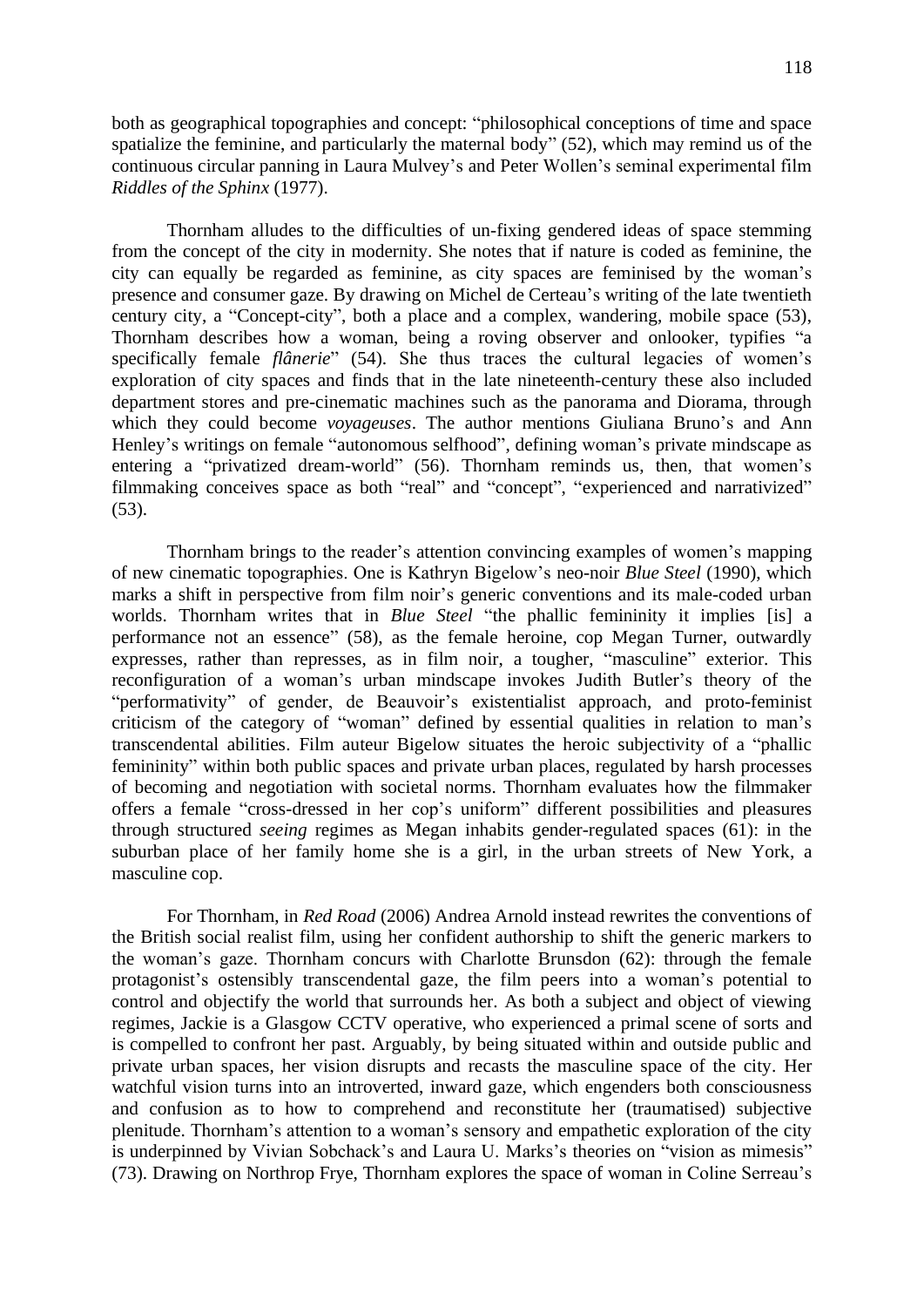both as geographical topographies and concept: "philosophical conceptions of time and space spatialize the feminine, and particularly the maternal body" (52), which may remind us of the continuous circular panning in Laura Mulvey's and Peter Wollen's seminal experimental film *Riddles of the Sphinx* (1977).

Thornham alludes to the difficulties of un-fixing gendered ideas of space stemming from the concept of the city in modernity. She notes that if nature is coded as feminine, the city can equally be regarded as feminine, as city spaces are feminised by the woman's presence and consumer gaze. By drawing on Michel de Certeau's writing of the late twentieth century city, a "Concept-city", both a place and a complex, wandering, mobile space (53), Thornham describes how a woman, being a roving observer and onlooker, typifies "a specifically female *flânerie*" (54). She thus traces the cultural legacies of women's exploration of city spaces and finds that in the late nineteenth-century these also included department stores and pre-cinematic machines such as the panorama and Diorama, through which they could become *voyageuses*. The author mentions Giuliana Bruno's and Ann Henley's writings on female "autonomous selfhood", defining woman's private mindscape as entering a "privatized dream-world" (56). Thornham reminds us, then, that women's filmmaking conceives space as both "real" and "concept", "experienced and narrativized" (53).

Thornham brings to the reader's attention convincing examples of women's mapping of new cinematic topographies. One is Kathryn Bigelow's neo-noir *Blue Steel* (1990), which marks a shift in perspective from film noir's generic conventions and its male-coded urban worlds. Thornham writes that in *Blue Steel* "the phallic femininity it implies [is] a performance not an essence" (58), as the female heroine, cop Megan Turner, outwardly expresses, rather than represses, as in film noir, a tougher, "masculine" exterior. This reconfiguration of a woman's urban mindscape invokes Judith Butler's theory of the "performativity" of gender, de Beauvoir's existentialist approach, and proto-feminist criticism of the category of "woman" defined by essential qualities in relation to man's transcendental abilities. Film auteur Bigelow situates the heroic subjectivity of a "phallic femininity" within both public spaces and private urban places, regulated by harsh processes of becoming and negotiation with societal norms. Thornham evaluates how the filmmaker offers a female "cross-dressed in her cop's uniform" different possibilities and pleasures through structured *seeing* regimes as Megan inhabits gender-regulated spaces (61): in the suburban place of her family home she is a girl, in the urban streets of New York, a masculine cop.

For Thornham, in *Red Road* (2006) Andrea Arnold instead rewrites the conventions of the British social realist film, using her confident authorship to shift the generic markers to the woman's gaze. Thornham concurs with Charlotte Brunsdon (62): through the female protagonist's ostensibly transcendental gaze, the film peers into a woman's potential to control and objectify the world that surrounds her. As both a subject and object of viewing regimes, Jackie is a Glasgow CCTV operative, who experienced a primal scene of sorts and is compelled to confront her past. Arguably, by being situated within and outside public and private urban spaces, her vision disrupts and recasts the masculine space of the city. Her watchful vision turns into an introverted, inward gaze, which engenders both consciousness and confusion as to how to comprehend and reconstitute her (traumatised) subjective plenitude. Thornham's attention to a woman's sensory and empathetic exploration of the city is underpinned by Vivian Sobchack's and Laura U. Marks's theories on "vision as mimesis" (73). Drawing on Northrop Frye, Thornham explores the space of woman in Coline Serreau's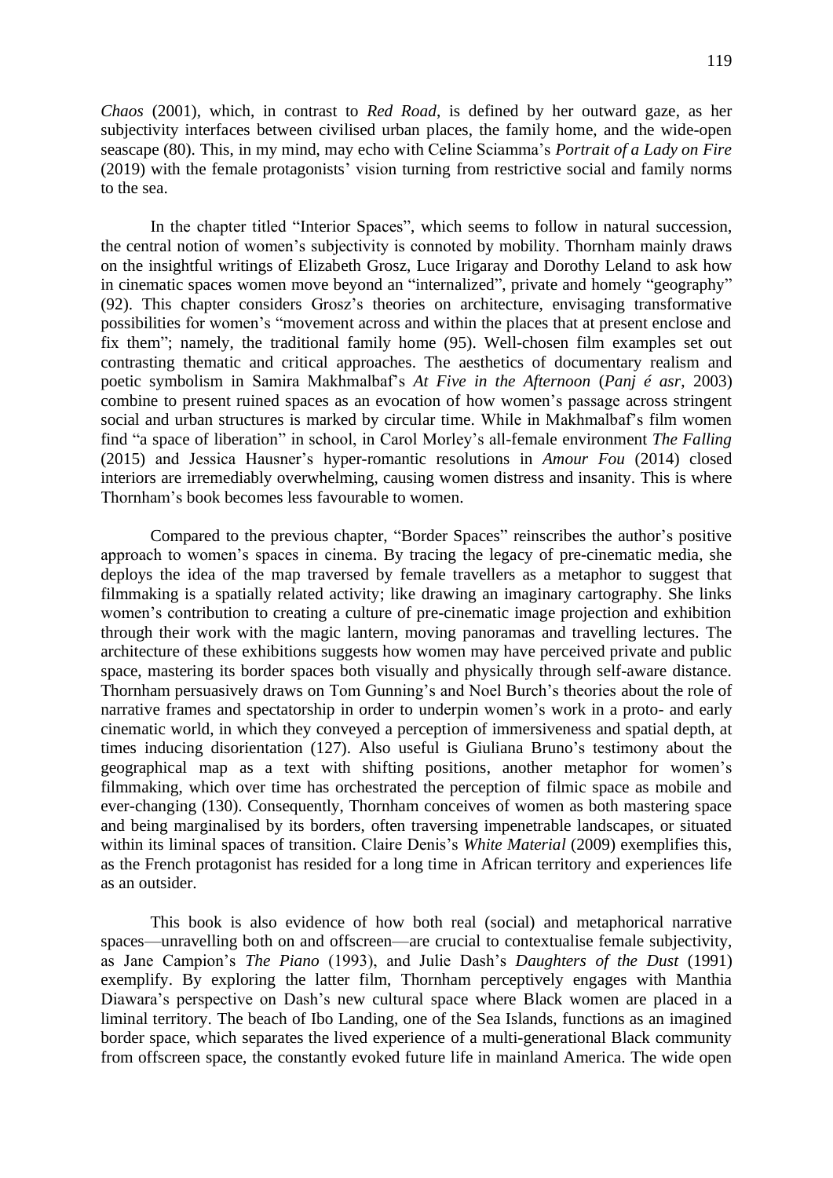*Chaos* (2001), which, in contrast to *Red Road*, is defined by her outward gaze, as her subjectivity interfaces between civilised urban places, the family home, and the wide-open seascape (80). This, in my mind, may echo with Celine Sciamma's *Portrait of a Lady on Fire* (2019) with the female protagonists' vision turning from restrictive social and family norms to the sea.

In the chapter titled "Interior Spaces", which seems to follow in natural succession, the central notion of women's subjectivity is connoted by mobility. Thornham mainly draws on the insightful writings of Elizabeth Grosz, Luce Irigaray and Dorothy Leland to ask how in cinematic spaces women move beyond an "internalized", private and homely "geography" (92). This chapter considers Grosz's theories on architecture, envisaging transformative possibilities for women's "movement across and within the places that at present enclose and fix them"; namely, the traditional family home (95). Well-chosen film examples set out contrasting thematic and critical approaches. The aesthetics of documentary realism and poetic symbolism in Samira Makhmalbaf's *At Five in the Afternoon* (*Panj é asr*, 2003) combine to present ruined spaces as an evocation of how women's passage across stringent social and urban structures is marked by circular time. While in Makhmalbaf's film women find "a space of liberation" in school, in Carol Morley's all-female environment *The Falling* (2015) and Jessica Hausner's hyper-romantic resolutions in *Amour Fou* (2014) closed interiors are irremediably overwhelming, causing women distress and insanity. This is where Thornham's book becomes less favourable to women.

Compared to the previous chapter, "Border Spaces" reinscribes the author's positive approach to women's spaces in cinema. By tracing the legacy of pre-cinematic media, she deploys the idea of the map traversed by female travellers as a metaphor to suggest that filmmaking is a spatially related activity; like drawing an imaginary cartography. She links women's contribution to creating a culture of pre-cinematic image projection and exhibition through their work with the magic lantern, moving panoramas and travelling lectures. The architecture of these exhibitions suggests how women may have perceived private and public space, mastering its border spaces both visually and physically through self-aware distance. Thornham persuasively draws on Tom Gunning's and Noel Burch's theories about the role of narrative frames and spectatorship in order to underpin women's work in a proto- and early cinematic world, in which they conveyed a perception of immersiveness and spatial depth, at times inducing disorientation (127). Also useful is Giuliana Bruno's testimony about the geographical map as a text with shifting positions, another metaphor for women's filmmaking, which over time has orchestrated the perception of filmic space as mobile and ever-changing (130). Consequently, Thornham conceives of women as both mastering space and being marginalised by its borders, often traversing impenetrable landscapes, or situated within its liminal spaces of transition. Claire Denis's *White Material* (2009) exemplifies this, as the French protagonist has resided for a long time in African territory and experiences life as an outsider.

This book is also evidence of how both real (social) and metaphorical narrative spaces—unravelling both on and offscreen—are crucial to contextualise female subjectivity, as Jane Campion's *The Piano* (1993), and Julie Dash's *Daughters of the Dust* (1991) exemplify. By exploring the latter film, Thornham perceptively engages with Manthia Diawara's perspective on Dash's new cultural space where Black women are placed in a liminal territory. The beach of Ibo Landing, one of the Sea Islands, functions as an imagined border space, which separates the lived experience of a multi-generational Black community from offscreen space, the constantly evoked future life in mainland America. The wide open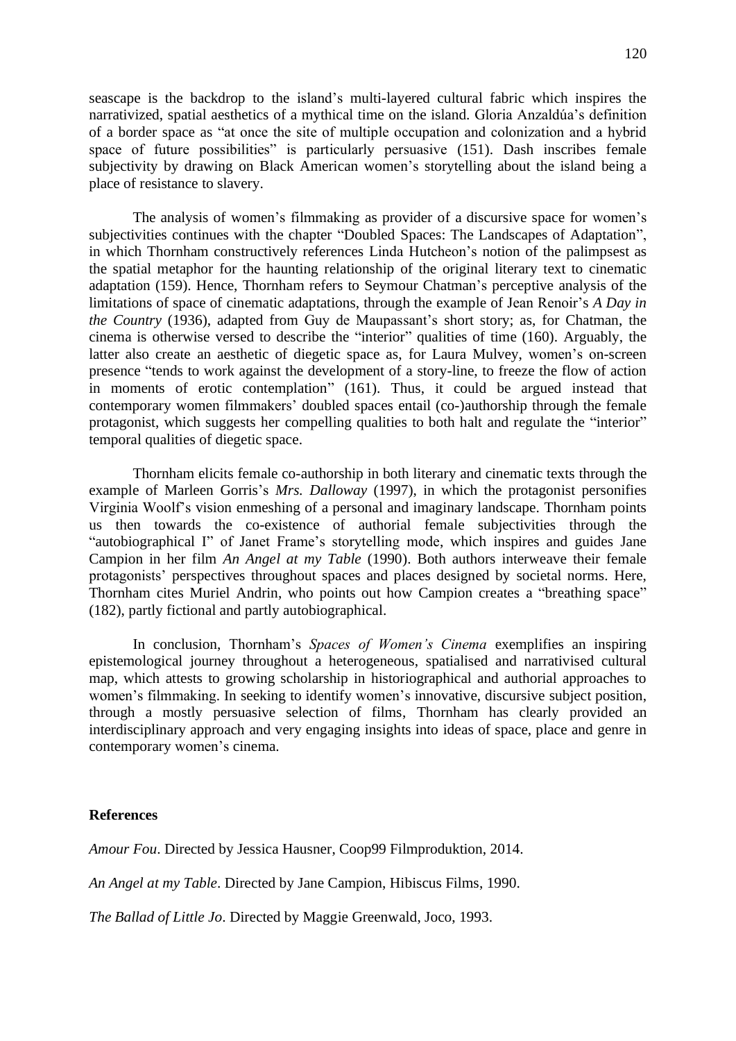seascape is the backdrop to the island's multi-layered cultural fabric which inspires the narrativized, spatial aesthetics of a mythical time on the island. Gloria Anzaldúa's definition of a border space as "at once the site of multiple occupation and colonization and a hybrid space of future possibilities" is particularly persuasive (151). Dash inscribes female subjectivity by drawing on Black American women's storytelling about the island being a place of resistance to slavery.

The analysis of women's filmmaking as provider of a discursive space for women's subjectivities continues with the chapter "Doubled Spaces: The Landscapes of Adaptation", in which Thornham constructively references Linda Hutcheon's notion of the palimpsest as the spatial metaphor for the haunting relationship of the original literary text to cinematic adaptation (159). Hence, Thornham refers to Seymour Chatman's perceptive analysis of the limitations of space of cinematic adaptations, through the example of Jean Renoir's *A Day in the Country* (1936), adapted from Guy de Maupassant's short story; as, for Chatman, the cinema is otherwise versed to describe the "interior" qualities of time (160). Arguably, the latter also create an aesthetic of diegetic space as, for Laura Mulvey, women's on-screen presence "tends to work against the development of a story-line, to freeze the flow of action in moments of erotic contemplation" (161). Thus, it could be argued instead that contemporary women filmmakers' doubled spaces entail (co-)authorship through the female protagonist, which suggests her compelling qualities to both halt and regulate the "interior" temporal qualities of diegetic space.

Thornham elicits female co-authorship in both literary and cinematic texts through the example of Marleen Gorris's *Mrs. Dalloway* (1997), in which the protagonist personifies Virginia Woolf's vision enmeshing of a personal and imaginary landscape. Thornham points us then towards the co-existence of authorial female subjectivities through the "autobiographical I" of Janet Frame's storytelling mode, which inspires and guides Jane Campion in her film *An Angel at my Table* (1990). Both authors interweave their female protagonists' perspectives throughout spaces and places designed by societal norms. Here, Thornham cites Muriel Andrin, who points out how Campion creates a "breathing space" (182), partly fictional and partly autobiographical.

In conclusion, Thornham's *Spaces of Women's Cinema* exemplifies an inspiring epistemological journey throughout a heterogeneous, spatialised and narrativised cultural map, which attests to growing scholarship in historiographical and authorial approaches to women's filmmaking. In seeking to identify women's innovative, discursive subject position, through a mostly persuasive selection of films, Thornham has clearly provided an interdisciplinary approach and very engaging insights into ideas of space, place and genre in contemporary women's cinema.

**References**

*Amour Fou*. Directed by Jessica Hausner, Coop99 Filmproduktion, 2014.

*An Angel at my Table*. Directed by Jane Campion, Hibiscus Films, 1990.

*The Ballad of Little Jo*. Directed by Maggie Greenwald, Joco, 1993.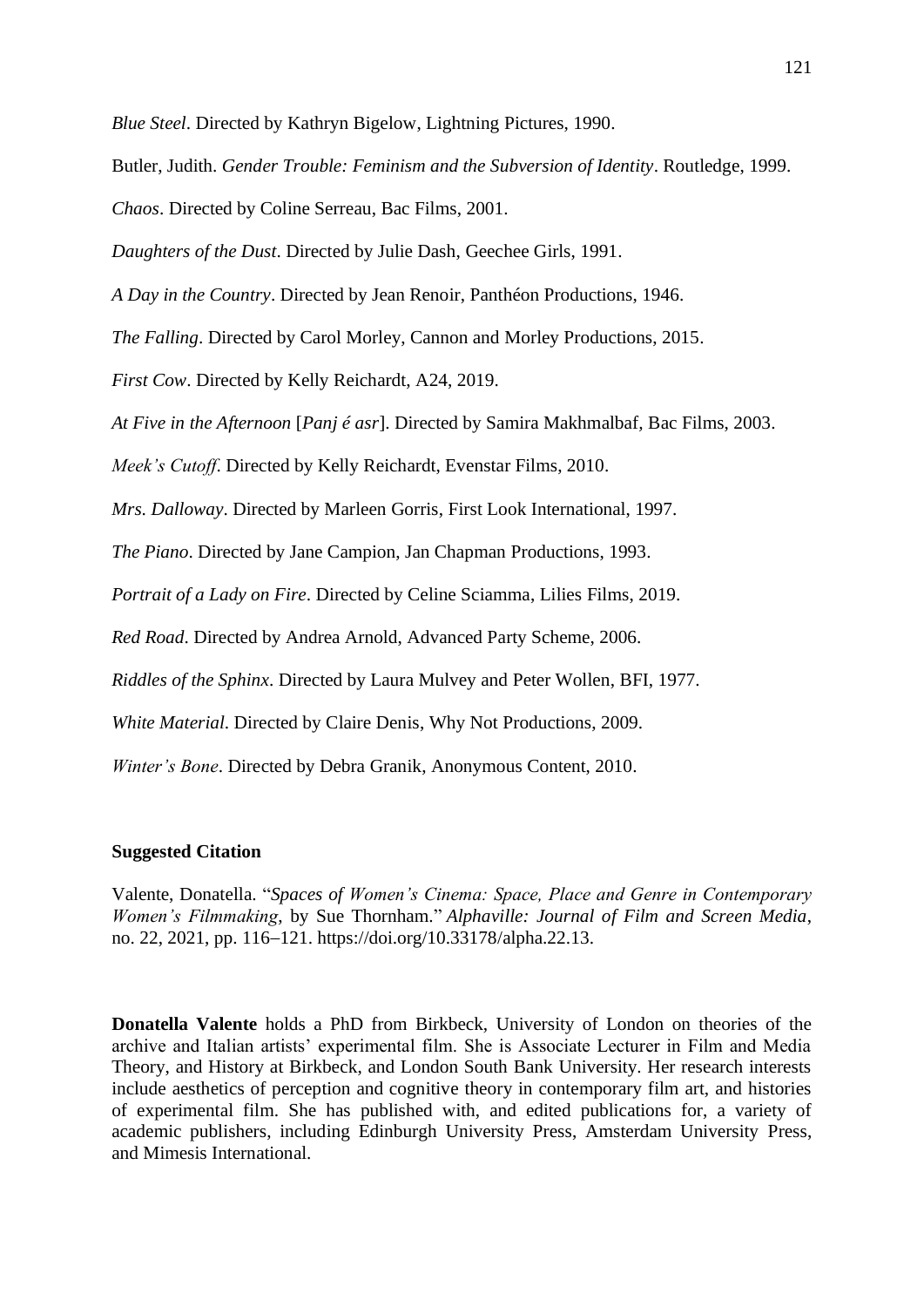*Blue Steel*. Directed by Kathryn Bigelow, Lightning Pictures, 1990.

Butler, Judith. *Gender Trouble: Feminism and the Subversion of Identity*. Routledge, 1999.

*Chaos*. Directed by Coline Serreau, Bac Films, 2001.

*Daughters of the Dust*. Directed by Julie Dash, Geechee Girls, 1991.

*A Day in the Country*. Directed by Jean Renoir, Panthéon Productions, 1946.

*The Falling*. Directed by Carol Morley, Cannon and Morley Productions, 2015.

*First Cow*. Directed by Kelly Reichardt, A24, 2019.

*At Five in the Afternoon* [*Panj é asr*]. Directed by Samira Makhmalbaf, Bac Films, 2003.

*Meek's Cutoff*. Directed by Kelly Reichardt, Evenstar Films, 2010.

*Mrs. Dalloway*. Directed by Marleen Gorris, First Look International, 1997.

*The Piano*. Directed by Jane Campion, Jan Chapman Productions, 1993.

*Portrait of a Lady on Fire*. Directed by Celine Sciamma, Lilies Films, 2019.

*Red Road*. Directed by Andrea Arnold, Advanced Party Scheme, 2006.

*Riddles of the Sphinx*. Directed by Laura Mulvey and Peter Wollen, BFI, 1977.

*White Material*. Directed by Claire Denis, Why Not Productions, 2009.

*Winter's Bone*. Directed by Debra Granik, Anonymous Content, 2010.

**Suggested Citation**

Valente, Donatella. "*Spaces of Women's Cinema: Space, Place and Genre in Contemporary Women's Filmmaking*, by Sue Thornham." *Alphaville: Journal of Film and Screen Media*, no. 22, 2021, pp. 116–121. https://doi.org/10.33178/alpha.22.13.

**Donatella Valente** holds a PhD from Birkbeck, University of London on theories of the archive and Italian artists' experimental film. She is Associate Lecturer in Film and Media Theory, and History at Birkbeck, and London South Bank University. Her research interests include aesthetics of perception and cognitive theory in contemporary film art, and histories of experimental film. She has published with, and edited publications for, a variety of academic publishers, including Edinburgh University Press, Amsterdam University Press, and Mimesis International.